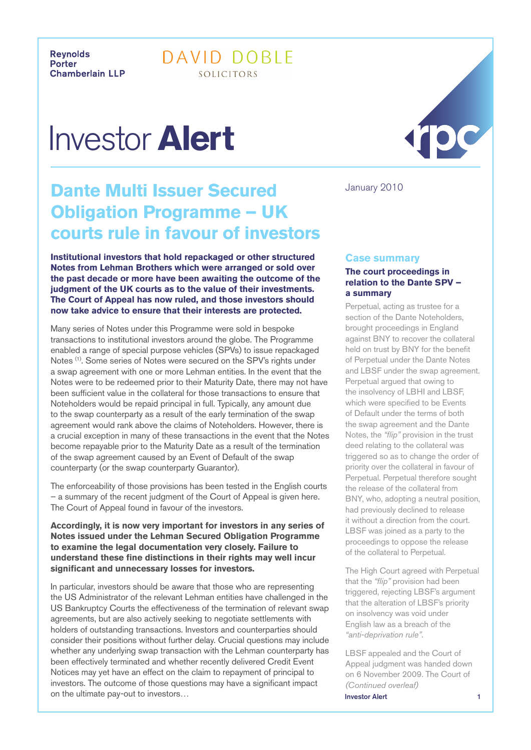Reynolds Porter Chamberlain LLP

DAVID DOBLE SOLICITORS

# Investor **Alert**

## Dante Multi Issuer Secured Obligation Programme – UK courts rule in favour of investors

January 2010

**Institutional investors that hold repackaged or other structured Notes from Lehman Brothers which were arranged or sold over the past decade or more have been awaiting the outcome of the judgment of the UK courts as to the value of their investments. The Court of Appeal has now ruled, and those investors should now take advice to ensure that their interests are protected.**

Many series of Notes under this Programme were sold in bespoke transactions to institutional investors around the globe. The Programme enabled a range of special purpose vehicles (SPVs) to issue repackaged Notes [1]. Some series of Notes were secured on the SPV's rights under a swap agreement with one or more Lehman entities. In the event that the Notes were to be redeemed prior to their Maturity Date, there may not have been sufficient value in the collateral for those transactions to ensure that Noteholders would be repaid principal in full. Typically, any amount due to the swap counterparty as a result of the early termination of the swap agreement would rank above the claims of Noteholders. However, there is a crucial exception in many of these transactions in the event that the Notes become repayable prior to the Maturity Date as a result of the termination of the swap agreement caused by an Event of Default of the swap counterparty (or the swap counterparty Guarantor).

The enforceability of those provisions has been tested in the English courts – a summary of the recent judgment of the Court of Appeal is given here. The Court of Appeal found in favour of the investors.

**Accordingly, it is now very important for investors in any series of Notes issued under the Lehman Secured Obligation Programme to examine the legal documentation very closely. Failure to understand these fine distinctions in their rights may well incur significant and unnecessary losses for investors.**

In particular, investors should be aware that those who are representing the US Administrator of the relevant Lehman entities have challenged in the US Bankruptcy Courts the effectiveness of the termination of relevant swap agreements, but are also actively seeking to negotiate settlements with holders of outstanding transactions. Investors and counterparties should consider their positions without further delay. Crucial questions may include whether any underlying swap transaction with the Lehman counterparty has been effectively terminated and whether recently delivered Credit Event Notices may yet have an effect on the claim to repayment of principal to investors. The outcome of those questions may have a significant impact on the ultimate pay-out to investors…

### Case summary

#### The court proceedings in relation to the Dante SPV – a summary

Perpetual, acting as trustee for a section of the Dante Noteholders, brought proceedings in England against BNY to recover the collateral held on trust by BNY for the benefit of Perpetual under the Dante Notes and LBSF under the swap agreement. Perpetual argued that owing to the insolvency of LBHI and LBSF, which were specified to be Events of Default under the terms of both the swap agreement and the Dante Notes, the *"flip"* provision in the trust deed relating to the collateral was triggered so as to change the order of priority over the collateral in favour of Perpetual. Perpetual therefore sought the release of the collateral from BNY, who, adopting a neutral position, had previously declined to release it without a direction from the court. LBSF was joined as a party to the proceedings to oppose the release of the collateral to Perpetual.

The High Court agreed with Perpetual that the *"flip"* provision had been triggered, rejecting LBSF's argument that the alteration of LBSF's priority on insolvency was void under English law as a breach of the *"anti-deprivation rule"*.

LBSF appealed and the Court of Appeal judgment was handed down on 6 November 2009. The Court of *(Continued overleaf)*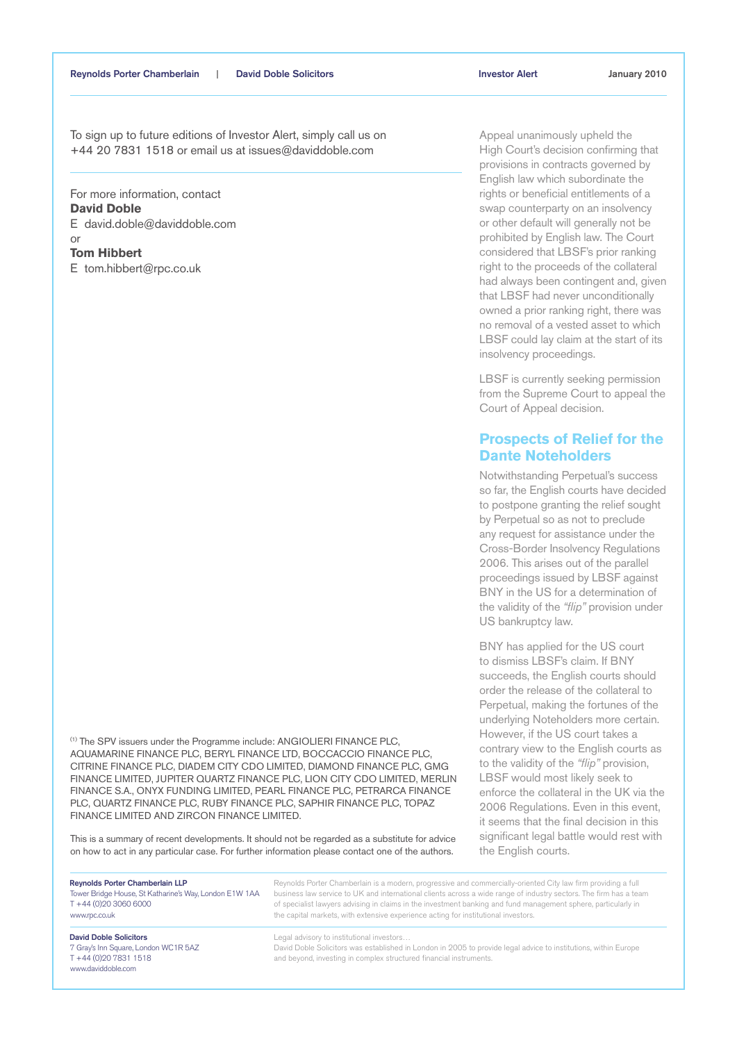Appeal unanimously upheld the High Court's decision confirming that provisions in contracts governed by English law which subordinate the rights or beneficial entitlements of a swap counterparty on an insolvency or other default will generally not be prohibited by English law. The Court considered that LBSF's prior ranking right to the proceeds of the collateral had always been contingent and, given that LBSF had never unconditionally owned a prior ranking right, there was no removal of a vested asset to which LBSF could lay claim at the start of its insolvency proceedings.

LBSF is currently seeking permission from the Supreme Court to appeal the Court of Appeal decision.

## Prospects of Relief for the Dante Noteholders

Notwithstanding Perpetual's success so far, the English courts have decided to postpone granting the relief sought by Perpetual so as not to preclude any request for assistance under the Cross-Border Insolvency Regulations 2006. This arises out of the parallel proceedings issued by LBSF against BNY in the US for a determination of the validity of the *"flip"* provision under US bankruptcy law.

BNY has applied for the US court to dismiss LBSF's claim. If BNY succeeds, the English courts should order the release of the collateral to Perpetual, making the fortunes of the underlying Noteholders more certain. However, if the US court takes a contrary view to the English courts as to the validity of the *"flip"* provision, LBSF would most likely seek to enforce the collateral in the UK via the 2006 Regulations. Even in this event, it seems that the final decision in this significant legal battle would rest with the English courts.

To sign up to future editions of Investor Alert, simply call us on +44 20 7831 1518 or email us at issues@daviddoble.com

For more information, contact
**David Doble**
E david.doble@daviddoble.com
or
**Tom Hibbert**
E tom.hibbert@rpc.co.uk

[1] The SPV issuers under the Programme include: ANGIOLIERI FINANCE PLC, AQUAMARINE FINANCE PLC, BERYL FINANCE LTD, BOCCACCIO FINANCE PLC, CITRINE FINANCE PLC, DIADEM CITY CDO LIMITED, DIAMOND FINANCE PLC, GMG FINANCE LIMITED, JUPITER QUARTZ FINANCE PLC, LION CITY CDO LIMITED, MERLIN FINANCE S.A., ONYX FUNDING LIMITED, PEARL FINANCE PLC, PETRARCA FINANCE PLC, QUARTZ FINANCE PLC, RUBY FINANCE PLC, SAPHIR FINANCE PLC, TOPAZ FINANCE LIMITED AND ZIRCON FINANCE LIMITED.

This is a summary of recent developments. It should not be regarded as a substitute for advice on how to act in any particular case. For further information please contact one of the authors.

**Reynolds Porter Chamberlain LLP**
Tower Bridge House, St Katharine's Way, London E1W 1AA
T +44 (0)20 3060 6000
www.rpc.co.uk

Reynolds Porter Chamberlain is a modern, progressive and commercially-oriented City law firm providing a full business law service to UK and international clients across a wide range of industry sectors. The firm has a team of specialist lawyers advising in claims in the investment banking and fund management sphere, particularly in the capital markets, with extensive experience acting for institutional investors.

**David Doble Solicitors**
7 Gray's Inn Square, London WC1R 5AZ
T +44 (0)20 7831 1518
www.daviddoble.com

Legal advisory to institutional investors…
David Doble Solicitors was established in London in 2005 to provide legal advice to institutions, within Europe and beyond, investing in complex structured financial instruments.